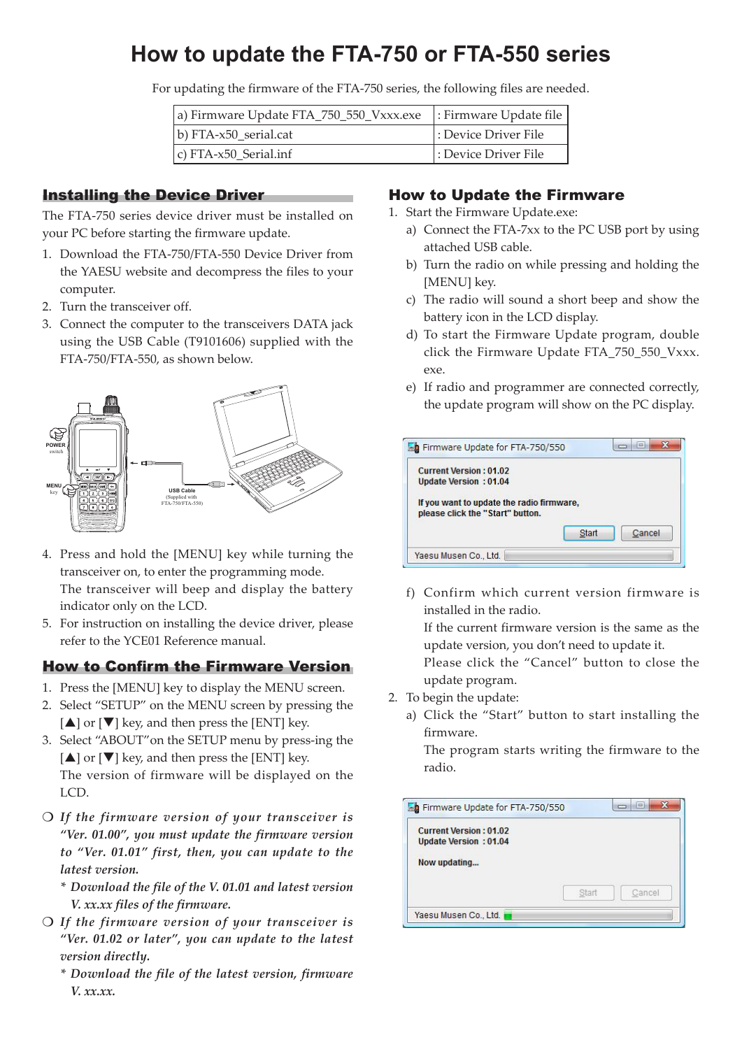# How to update the FTA-750 or FTA-550 series

For updating the firmware of the FTA-750 series, the following files are needed.

| | |
|---|---|
| a) Firmware Update FTA_750_550_Vxxx.exe | : Firmware Update file |
| b) FTA-x50_serial.cat | : Device Driver File |
| c) FTA-x50_Serial.inf | : Device Driver File |

## Installing the Device Driver

The FTA-750 series device driver must be installed on your PC before starting the firmware update.

1. Download the FTA-750/FTA-550 Device Driver from the YAESU website and decompress the files to your computer.
2. Turn the transceiver off.
3. Connect the computer to the transceivers DATA jack using the USB Cable (T9101606) supplied with the FTA-750/FTA-550, as shown below.

POWER switch

MENU key

USB Cable (Supplied with FTA-750/FTA-550)

4. Press and hold the [MENU] key while turning the transceiver on, to enter the programming mode.
   The transceiver will beep and display the battery indicator only on the LCD.
5. For instruction on installing the device driver, please refer to the YCE01 Reference manual.

## How to Confirm the Firmware Version

1. Press the [MENU] key to display the MENU screen.
2. Select "SETUP" on the MENU screen by pressing the [▲] or [▼] key, and then press the [ENT] key.
3. Select "ABOUT"on the SETUP menu by press-ing the [▲] or [▼] key, and then press the [ENT] key.
   The version of firmware will be displayed on the LCD.

- *If the firmware version of your transceiver is "Ver. 01.00", you must update the firmware version to "Ver. 01.01" first, then, you can update to the latest version.*
  *\* Download the file of the V. 01.01 and latest version V. xx.xx files of the firmware.*
- *If the firmware version of your transceiver is "Ver. 01.02 or later", you can update to the latest version directly.*
  *\* Download the file of the latest version, firmware V. xx.xx.*

## How to Update the Firmware

1. Start the Firmware Update.exe:
   a) Connect the FTA-7xx to the PC USB port by using attached USB cable.
   b) Turn the radio on while pressing and holding the [MENU] key.
   c) The radio will sound a short beep and show the battery icon in the LCD display.
   d) To start the Firmware Update program, double click the Firmware Update FTA_750_550_Vxxx.exe.
   e) If radio and programmer are connected correctly, the update program will show on the PC display.

Firmware Update for FTA-750/550
Current Version : 01.02
Update Version : 01.04
If you want to update the radio firmware, please click the "Start" button.
Start
Cancel
Yaesu Musen Co., Ltd.

   f) Confirm which current version firmware is installed in the radio.
   If the current firmware version is the same as the update version, you don't need to update it.
   Please click the "Cancel" button to close the update program.
2. To begin the update:
   a) Click the "Start" button to start installing the firmware.
   The program starts writing the firmware to the radio.

Firmware Update for FTA-750/550
Current Version : 01.02
Update Version : 01.04
Now updating...
Start
Cancel
Yaesu Musen Co., Ltd.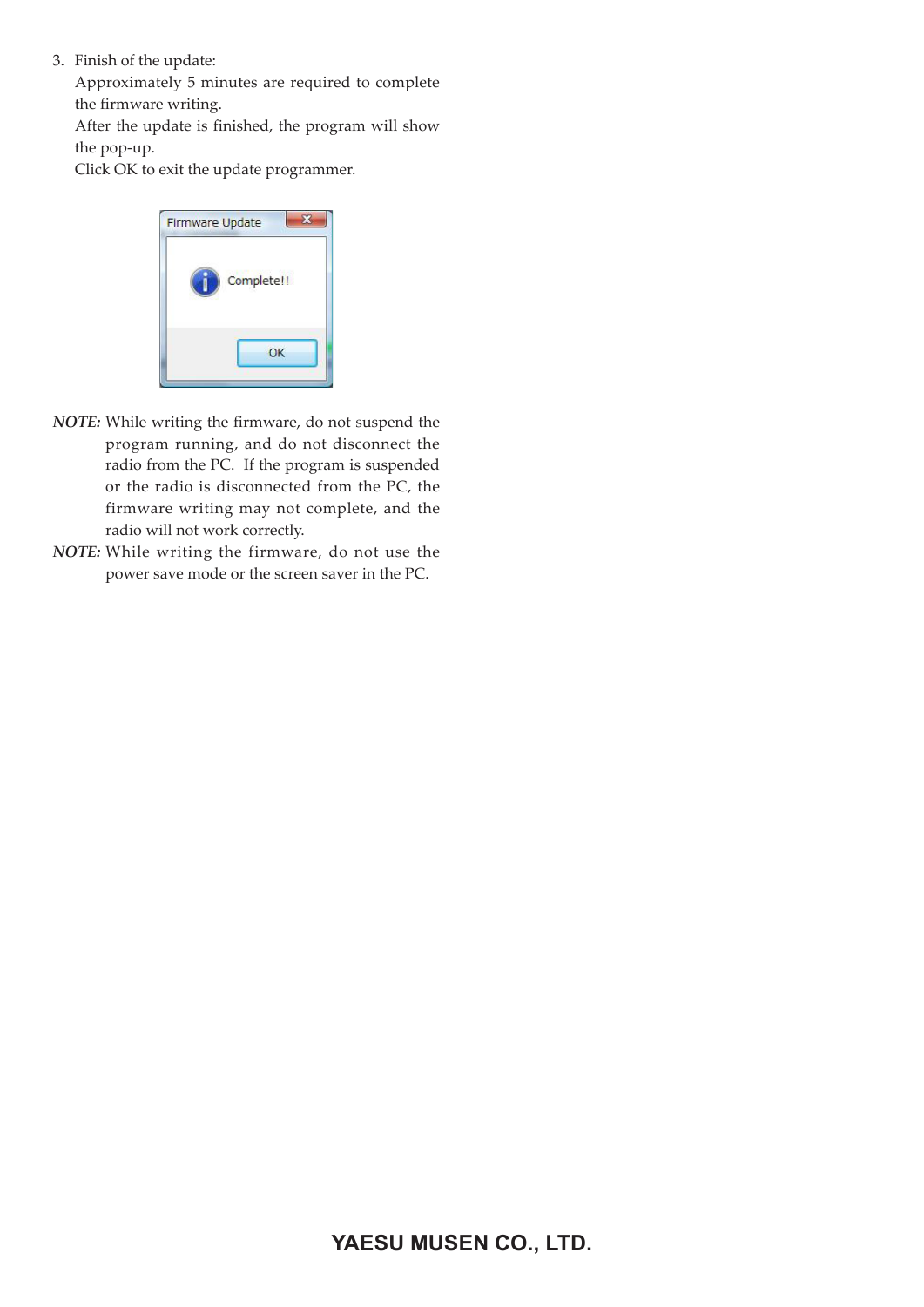3. Finish of the update:
   Approximately 5 minutes are required to complete the firmware writing.
   After the update is finished, the program will show the pop-up.
   Click OK to exit the update programmer.

Firmware Update

Complete!!

OK

*NOTE:* While writing the firmware, do not suspend the program running, and do not disconnect the radio from the PC. If the program is suspended or the radio is disconnected from the PC, the firmware writing may not complete, and the radio will not work correctly.

*NOTE:* While writing the firmware, do not use the power save mode or the screen saver in the PC.

**YAESU MUSEN CO., LTD.**